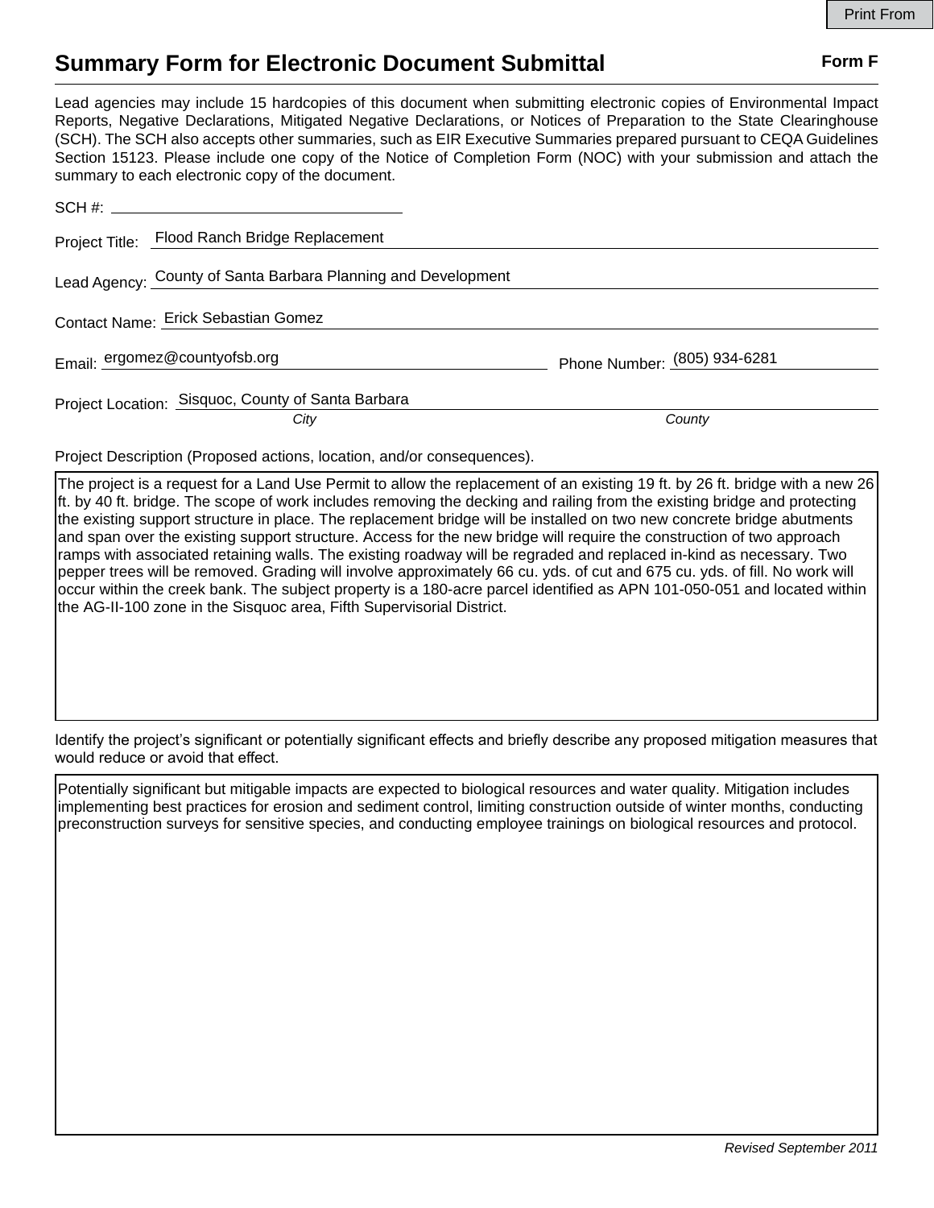# Summary Form for Electronic Document Submittal

**Form F**

Lead agencies may include 15 hardcopies of this document when submitting electronic copies of Environmental Impact Reports, Negative Declarations, Mitigated Negative Declarations, or Notices of Preparation to the State Clearinghouse (SCH). The SCH also accepts other summaries, such as EIR Executive Summaries prepared pursuant to CEQA Guidelines Section 15123. Please include one copy of the Notice of Completion Form (NOC) with your submission and attach the summary to each electronic copy of the document.

SCH #: ____________________

Project Title: Flood Ranch Bridge Replacement

Lead Agency: County of Santa Barbara Planning and Development

Contact Name: Erick Sebastian Gomez

Email: ergomez@countyofsb.org Phone Number: (805) 934-6281

Project Location: Sisquoc, County of Santa Barbara
*City* *County*

Project Description (Proposed actions, location, and/or consequences).

The project is a request for a Land Use Permit to allow the replacement of an existing 19 ft. by 26 ft. bridge with a new 26 ft. by 40 ft. bridge. The scope of work includes removing the decking and railing from the existing bridge and protecting the existing support structure in place. The replacement bridge will be installed on two new concrete bridge abutments and span over the existing support structure. Access for the new bridge will require the construction of two approach ramps with associated retaining walls. The existing roadway will be regraded and replaced in-kind as necessary. Two pepper trees will be removed. Grading will involve approximately 66 cu. yds. of cut and 675 cu. yds. of fill. No work will occur within the creek bank. The subject property is a 180-acre parcel identified as APN 101-050-051 and located within the AG-II-100 zone in the Sisquoc area, Fifth Supervisorial District.

Identify the project's significant or potentially significant effects and briefly describe any proposed mitigation measures that would reduce or avoid that effect.

Potentially significant but mitigable impacts are expected to biological resources and water quality. Mitigation includes implementing best practices for erosion and sediment control, limiting construction outside of winter months, conducting preconstruction surveys for sensitive species, and conducting employee trainings on biological resources and protocol.

*Revised September 2011*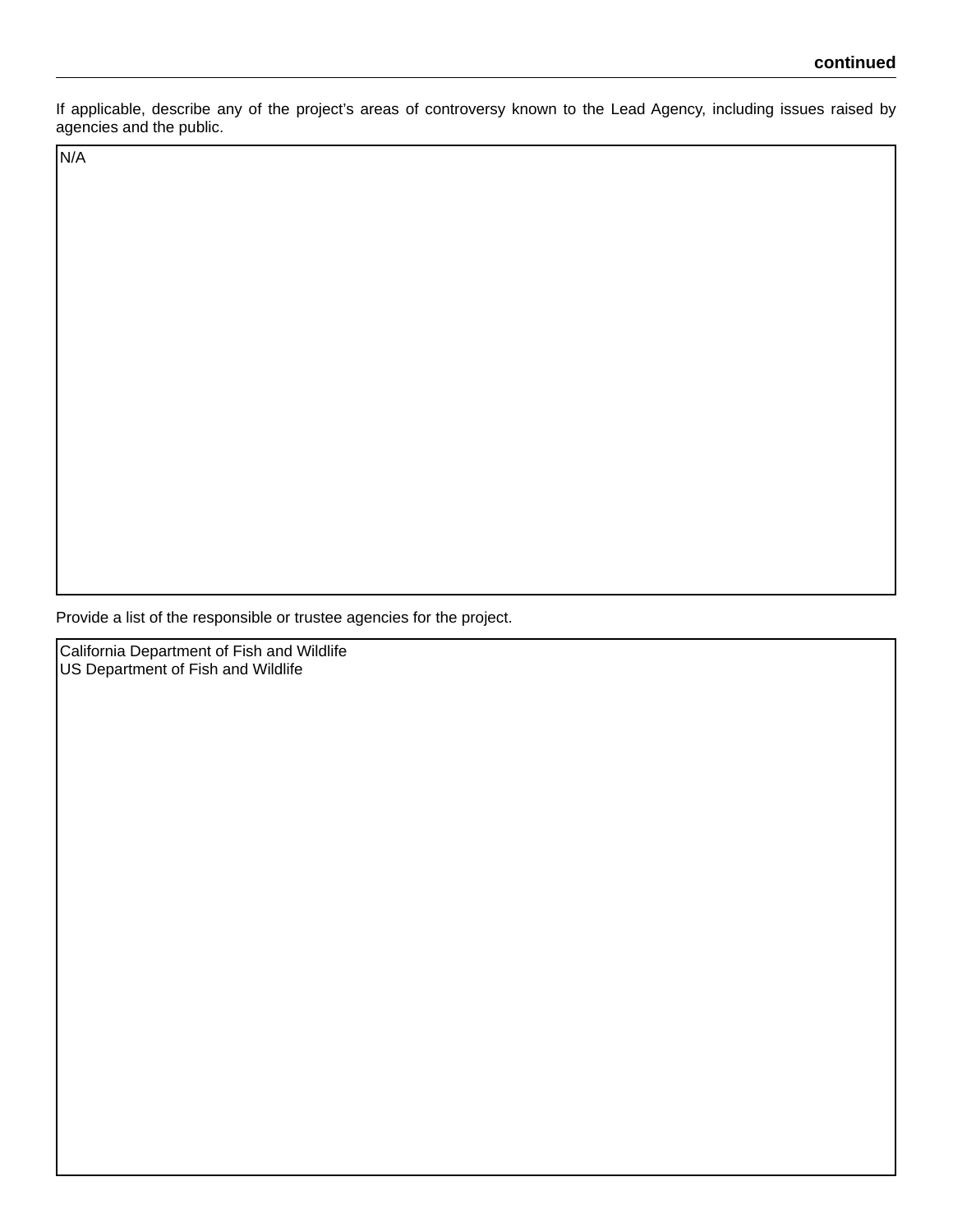**continued**

If applicable, describe any of the project's areas of controversy known to the Lead Agency, including issues raised by agencies and the public.

N/A

Provide a list of the responsible or trustee agencies for the project.

California Department of Fish and Wildlife
US Department of Fish and Wildlife